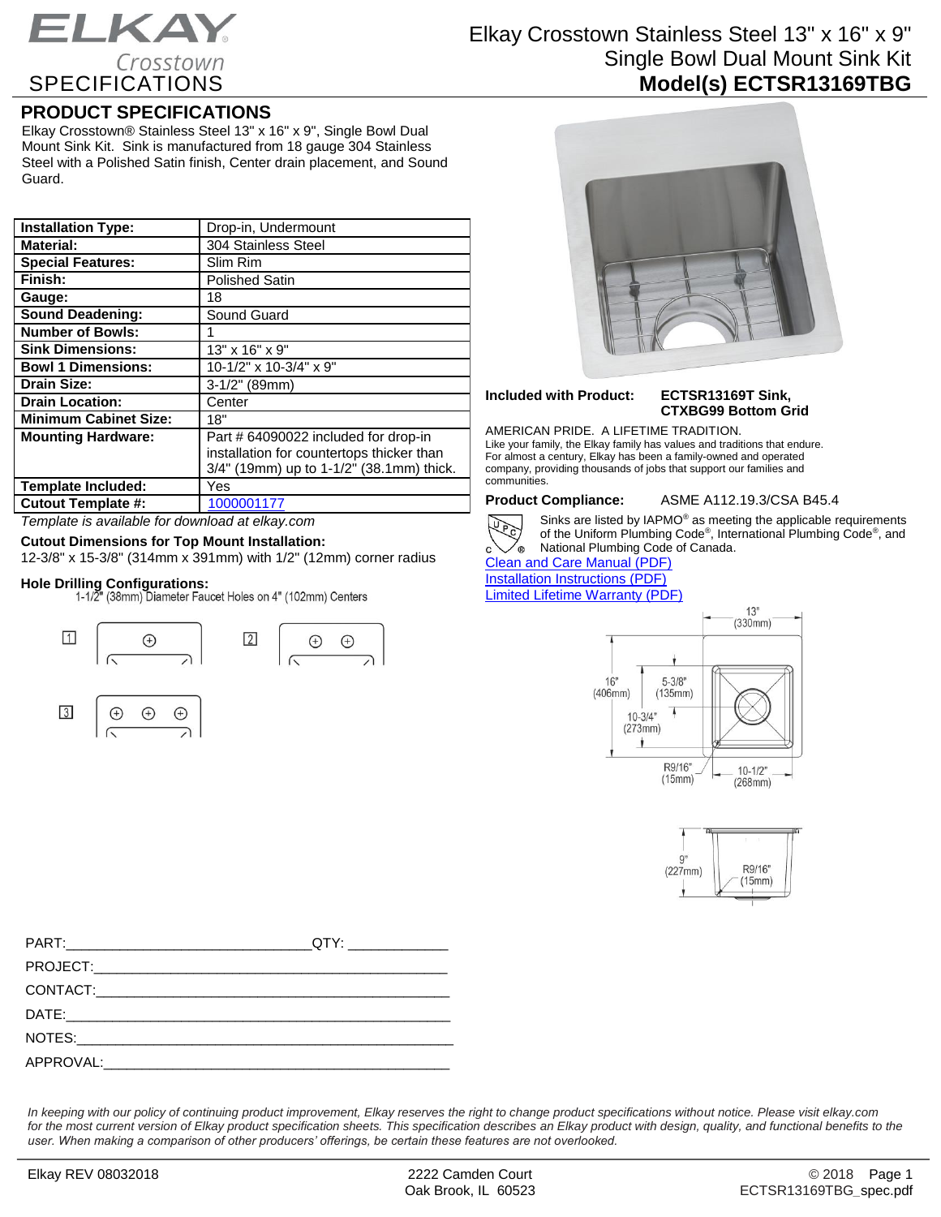# Elkay Crosstown Stainless Steel 13" x 16" x 9" Single Bowl Dual Mount Sink Kit

## Model(s) ECTSR13169TBG

ELKAY Crosstown SPECIFICATIONS

## PRODUCT SPECIFICATIONS

Elkay Crosstown® Stainless Steel 13" x 16" x 9", Single Bowl Dual Mount Sink Kit. Sink is manufactured from 18 gauge 304 Stainless Steel with a Polished Satin finish, Center drain placement, and Sound Guard.

| | |
|---|---|
| **Installation Type:** | Drop-in, Undermount |
| **Material:** | 304 Stainless Steel |
| **Special Features:** | Slim Rim |
| **Finish:** | Polished Satin |
| **Gauge:** | 18 |
| **Sound Deadening:** | Sound Guard |
| **Number of Bowls:** | 1 |
| **Sink Dimensions:** | 13" x 16" x 9" |
| **Bowl 1 Dimensions:** | 10-1/2" x 10-3/4" x 9" |
| **Drain Size:** | 3-1/2" (89mm) |
| **Drain Location:** | Center |
| **Minimum Cabinet Size:** | 18" |
| **Mounting Hardware:** | Part # 64090022 included for drop-in installation for countertops thicker than 3/4" (19mm) up to 1-1/2" (38.1mm) thick. |
| **Template Included:** | Yes |
| **Cutout Template #:** | 1000001177 |

*Template is available for download at elkay.com*

**Cutout Dimensions for Top Mount Installation:**
12-3/8" x 15-3/8" (314mm x 391mm) with 1/2" (12mm) corner radius

**Hole Drilling Configurations:**
1-1/2" (38mm) Diameter Faucet Holes on 4" (102mm) Centers

1, 2, 3

**Included with Product:** **ECTSR13169T Sink, CTXBG99 Bottom Grid**

AMERICAN PRIDE. A LIFETIME TRADITION.
Like your family, the Elkay family has values and traditions that endure. For almost a century, Elkay has been a family-owned and operated company, providing thousands of jobs that support our families and communities.

**Product Compliance:** ASME A112.19.3/CSA B45.4

Sinks are listed by IAPMO® as meeting the applicable requirements of the Uniform Plumbing Code®, International Plumbing Code®, and National Plumbing Code of Canada.

[Clean and Care Manual (PDF)]
[Installation Instructions (PDF)]
[Limited Lifetime Warranty (PDF)]

13" (330mm); 16" (406mm); 5-3/8" (135mm); 10-3/4" (273mm); R9/16" (15mm); 10-1/2" (268mm); 9" (227mm); R9/16" (15mm)

PART:_______________________________QTY: ____________
PROJECT:_____________________________________________
CONTACT:_____________________________________________
DATE:________________________________________________
NOTES:_______________________________________________
APPROVAL:____________________________________________

*In keeping with our policy of continuing product improvement, Elkay reserves the right to change product specifications without notice. Please visit elkay.com for the most current version of Elkay product specification sheets. This specification describes an Elkay product with design, quality, and functional benefits to the user. When making a comparison of other producers' offerings, be certain these features are not overlooked.*

Elkay REV 08032018 — 2222 Camden Court, Oak Brook, IL 60523 — © 2018 — ECTSR13169TBG_spec.pdf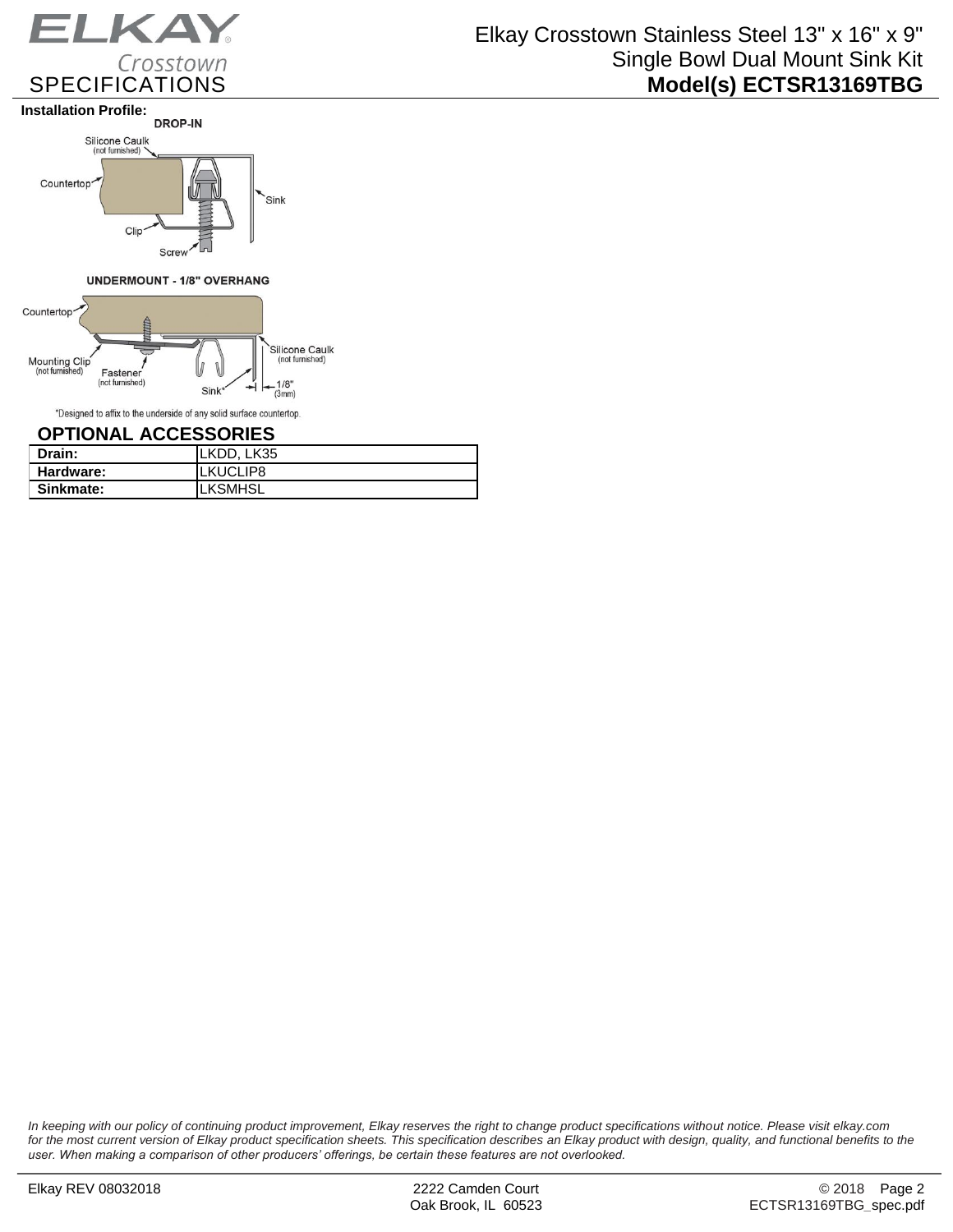# Elkay Crosstown Stainless Steel 13" x 16" x 9" Single Bowl Dual Mount Sink Kit

## Model(s) ECTSR13169TBG

**Installation Profile:**

DROP-IN

Silicone Caulk (not furnished)

Countertop

Sink

Clip

Screw

UNDERMOUNT - 1/8" OVERHANG

Countertop

Silicone Caulk (not furnished)

Mounting Clip (not furnished)

Fastener (not furnished)

Sink*

1/8" (3mm)

*Designed to affix to the underside of any solid surface countertop.

## OPTIONAL ACCESSORIES

| | |
|---|---|
| **Drain:** | LKDD, LK35 |
| **Hardware:** | LKUCLIP8 |
| **Sinkmate:** | LKSMHSL |

*In keeping with our policy of continuing product improvement, Elkay reserves the right to change product specifications without notice. Please visit elkay.com for the most current version of Elkay product specification sheets. This specification describes an Elkay product with design, quality, and functional benefits to the user. When making a comparison of other producers' offerings, be certain these features are not overlooked.*

Elkay REV 08032018

2222 Camden Court
Oak Brook, IL 60523

© 2018

ECTSR13169TBG_spec.pdf